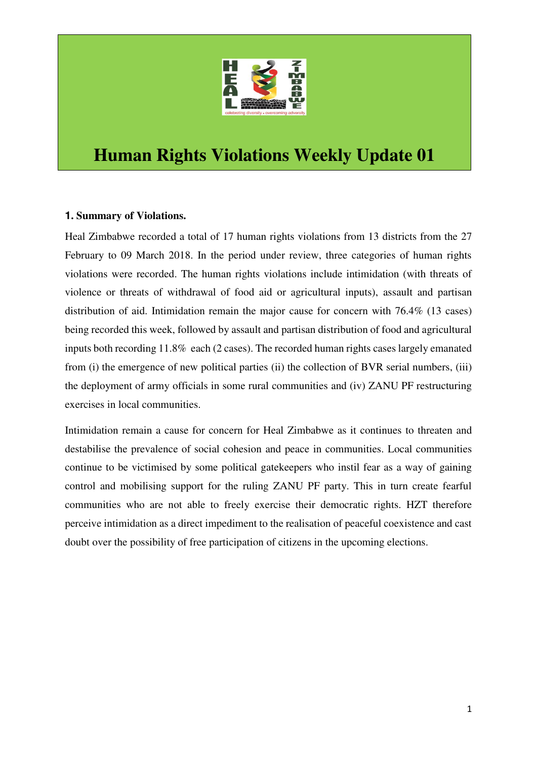# Human Rights Violations Weekly Update 01

## 1. Summary of Violations.

Heal Zimbabwe recorded a total of 17 human rights violations from 13 districts from the 27 February to 09 March 2018. In the period under review, three categories of human rights violations were recorded. The human rights violations include intimidation (with threats of violence or threats of withdrawal of food aid or agricultural inputs), assault and partisan distribution of aid. Intimidation remain the major cause for concern with 76.4% (13 cases) being recorded this week, followed by assault and partisan distribution of food and agricultural inputs both recording 11.8% each (2 cases). The recorded human rights cases largely emanated from (i) the emergence of new political parties (ii) the collection of BVR serial numbers, (iii) the deployment of army officials in some rural communities and (iv) ZANU PF restructuring exercises in local communities.

Intimidation remain a cause for concern for Heal Zimbabwe as it continues to threaten and destabilise the prevalence of social cohesion and peace in communities. Local communities continue to be victimised by some political gatekeepers who instil fear as a way of gaining control and mobilising support for the ruling ZANU PF party. This in turn create fearful communities who are not able to freely exercise their democratic rights. HZT therefore perceive intimidation as a direct impediment to the realisation of peaceful coexistence and cast doubt over the possibility of free participation of citizens in the upcoming elections.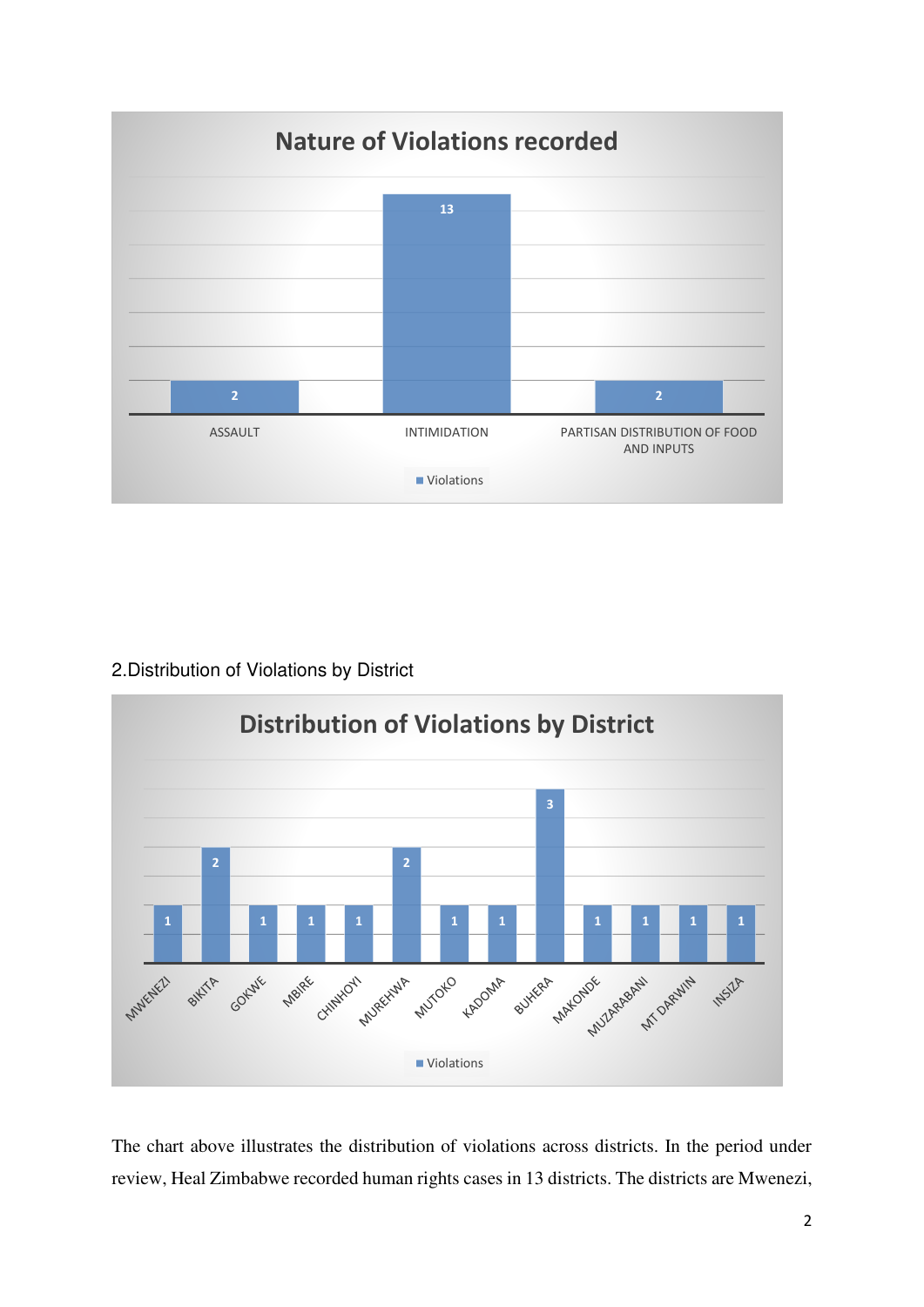**Nature of Violations recorded**

| Nature of Violation | Violations |
|---|---|
| ASSAULT | 2 |
| INTIMIDATION | 13 |
| PARTISAN DISTRIBUTION OF FOOD AND INPUTS | 2 |

2.Distribution of Violations by District

**Distribution of Violations by District**

| District | Violations |
|---|---|
| MWENEZI | 1 |
| BIKITA | 2 |
| GOKWE | 1 |
| MBIRE | 1 |
| CHINHOYI | 1 |
| MUREHWA | 2 |
| MUTOKO | 1 |
| KADOMA | 1 |
| BUHERA | 3 |
| MAKONDE | 1 |
| MUZARABANI | 1 |
| MT DARWIN | 1 |
| INSIZA | 1 |

The chart above illustrates the distribution of violations across districts. In the period under review, Heal Zimbabwe recorded human rights cases in 13 districts. The districts are Mwenezi,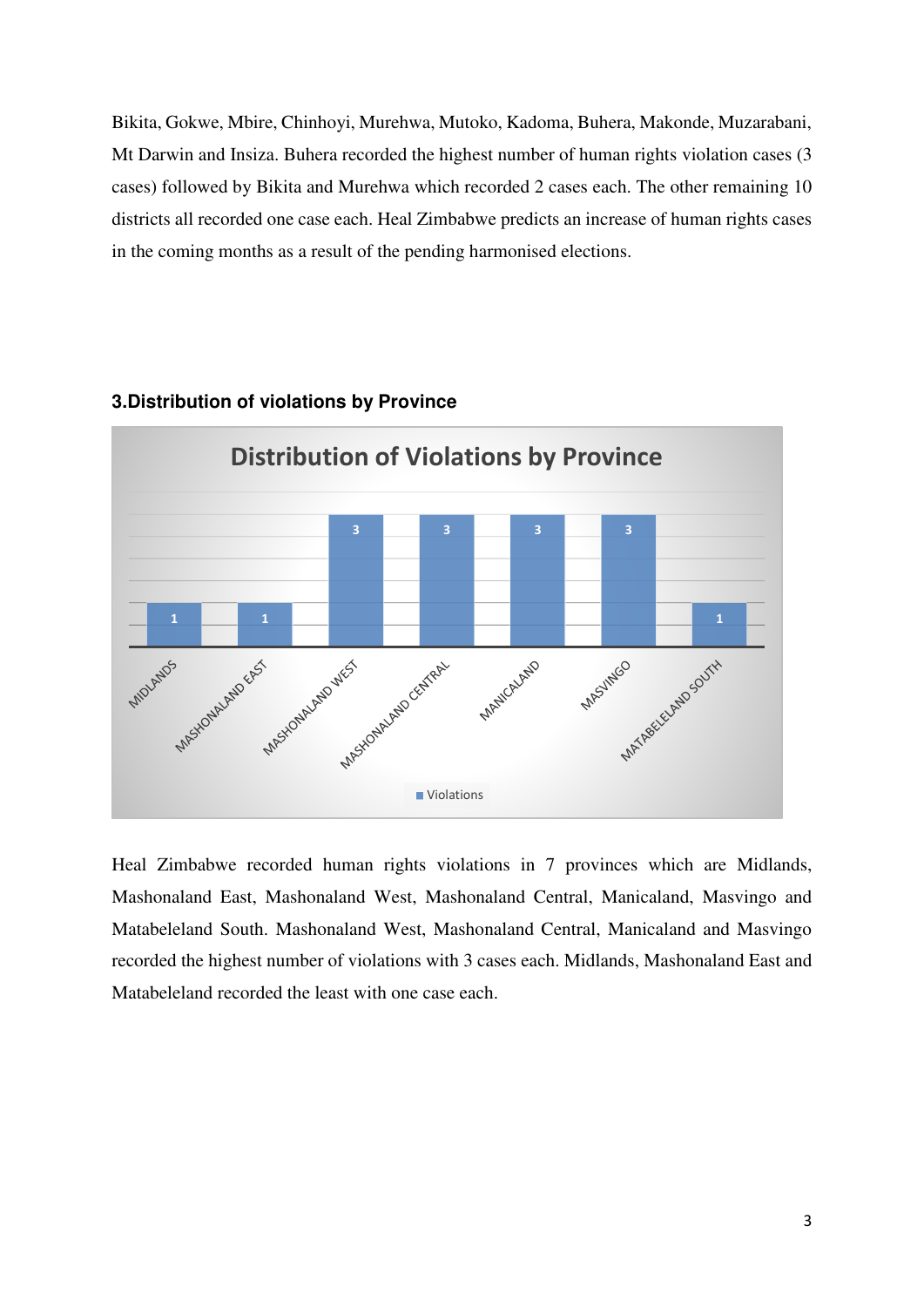Bikita, Gokwe, Mbire, Chinhoyi, Murehwa, Mutoko, Kadoma, Buhera, Makonde, Muzarabani, Mt Darwin and Insiza. Buhera recorded the highest number of human rights violation cases (3 cases) followed by Bikita and Murehwa which recorded 2 cases each. The other remaining 10 districts all recorded one case each. Heal Zimbabwe predicts an increase of human rights cases in the coming months as a result of the pending harmonised elections.

### 3.Distribution of violations by Province

**Distribution of Violations by Province**

| Province | Violations |
|---|---|
| MIDLANDS | 1 |
| MASHONALAND EAST | 1 |
| MASHONALAND WEST | 3 |
| MASHONALAND CENTRAL | 3 |
| MANICALAND | 3 |
| MASVINGO | 3 |
| MATABELELAND SOUTH | 1 |

Heal Zimbabwe recorded human rights violations in 7 provinces which are Midlands, Mashonaland East, Mashonaland West, Mashonaland Central, Manicaland, Masvingo and Matabeleland South. Mashonaland West, Mashonaland Central, Manicaland and Masvingo recorded the highest number of violations with 3 cases each. Midlands, Mashonaland East and Matabeleland recorded the least with one case each.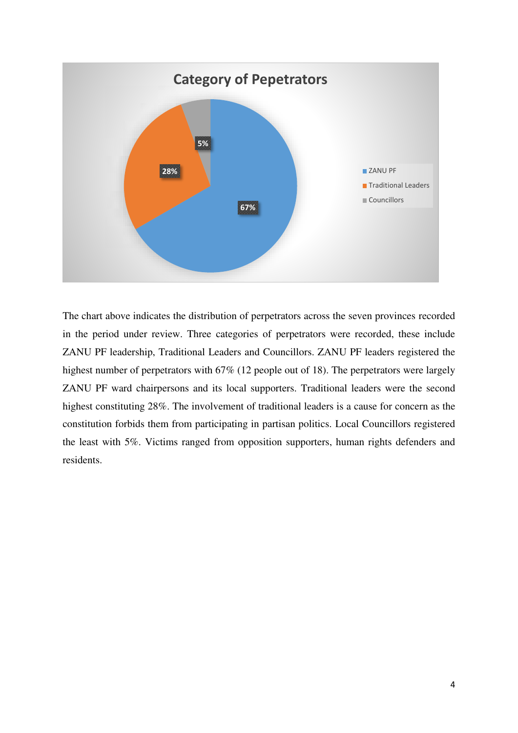The chart above indicates the distribution of perpetrators across the seven provinces recorded in the period under review. Three categories of perpetrators were recorded, these include ZANU PF leadership, Traditional Leaders and Councillors. ZANU PF leaders registered the highest number of perpetrators with 67% (12 people out of 18). The perpetrators were largely ZANU PF ward chairpersons and its local supporters. Traditional leaders were the second highest constituting 28%. The involvement of traditional leaders is a cause for concern as the constitution forbids them from participating in partisan politics. Local Councillors registered the least with 5%. Victims ranged from opposition supporters, human rights defenders and residents.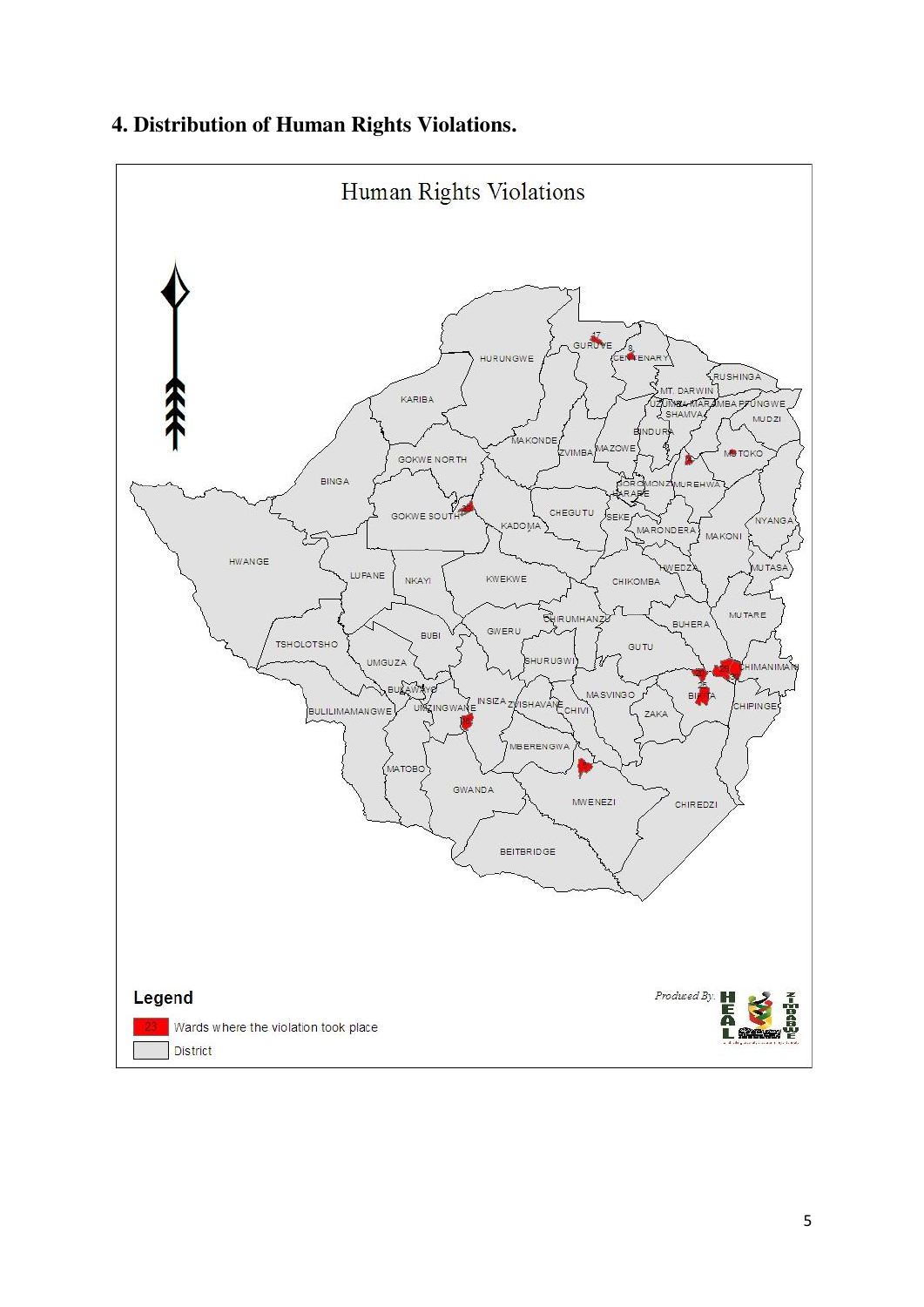## 4. Distribution of Human Rights Violations.

Human Rights Violations

**Legend**

- Wards where the violation took place
- District

*Produced By:* HEAL Zimbabwe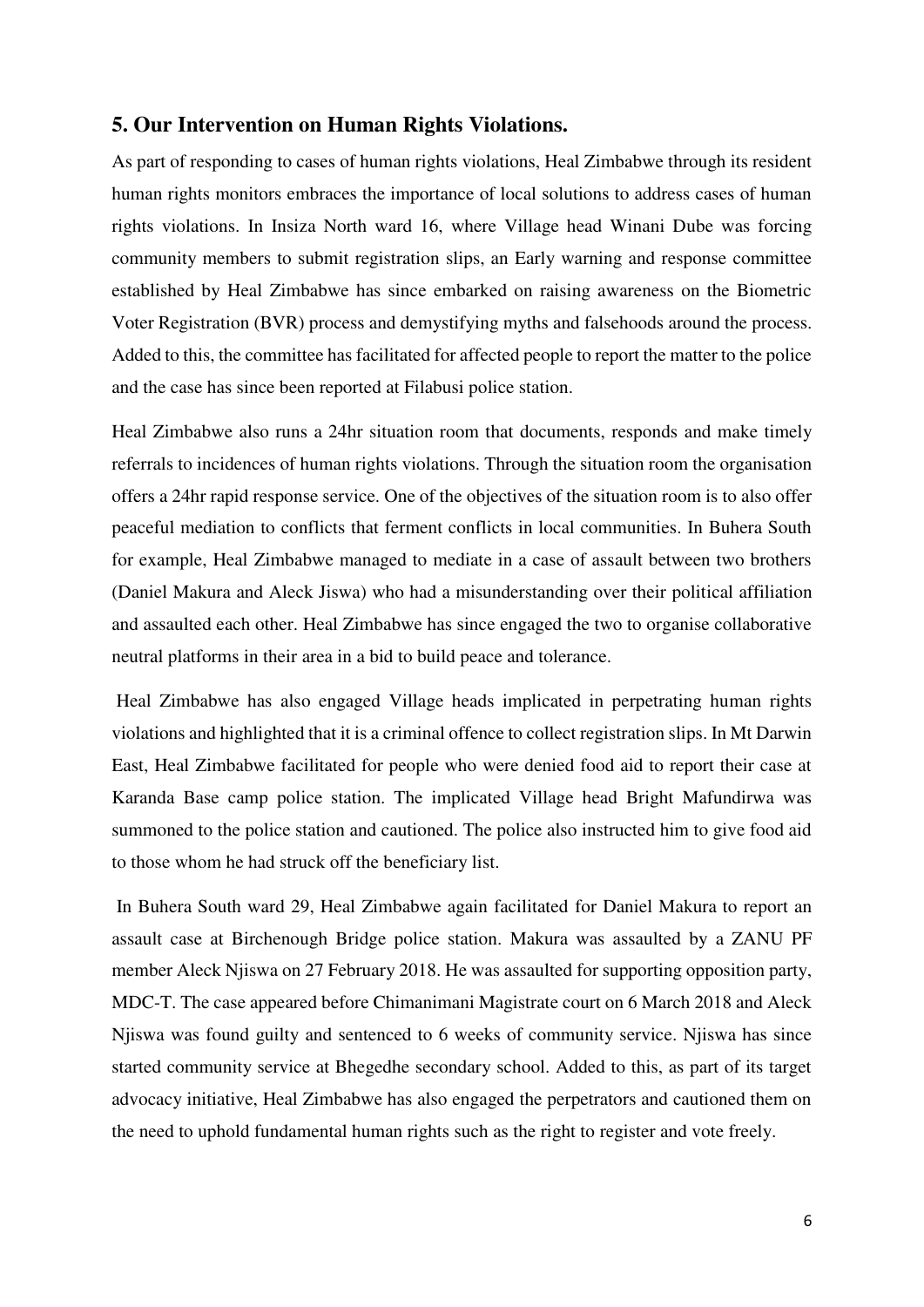## 5. Our Intervention on Human Rights Violations.

As part of responding to cases of human rights violations, Heal Zimbabwe through its resident human rights monitors embraces the importance of local solutions to address cases of human rights violations. In Insiza North ward 16, where Village head Winani Dube was forcing community members to submit registration slips, an Early warning and response committee established by Heal Zimbabwe has since embarked on raising awareness on the Biometric Voter Registration (BVR) process and demystifying myths and falsehoods around the process. Added to this, the committee has facilitated for affected people to report the matter to the police and the case has since been reported at Filabusi police station.

Heal Zimbabwe also runs a 24hr situation room that documents, responds and make timely referrals to incidences of human rights violations. Through the situation room the organisation offers a 24hr rapid response service. One of the objectives of the situation room is to also offer peaceful mediation to conflicts that ferment conflicts in local communities. In Buhera South for example, Heal Zimbabwe managed to mediate in a case of assault between two brothers (Daniel Makura and Aleck Jiswa) who had a misunderstanding over their political affiliation and assaulted each other. Heal Zimbabwe has since engaged the two to organise collaborative neutral platforms in their area in a bid to build peace and tolerance.

Heal Zimbabwe has also engaged Village heads implicated in perpetrating human rights violations and highlighted that it is a criminal offence to collect registration slips. In Mt Darwin East, Heal Zimbabwe facilitated for people who were denied food aid to report their case at Karanda Base camp police station. The implicated Village head Bright Mafundirwa was summoned to the police station and cautioned. The police also instructed him to give food aid to those whom he had struck off the beneficiary list.

In Buhera South ward 29, Heal Zimbabwe again facilitated for Daniel Makura to report an assault case at Birchenough Bridge police station. Makura was assaulted by a ZANU PF member Aleck Njiswa on 27 February 2018. He was assaulted for supporting opposition party, MDC-T. The case appeared before Chimanimani Magistrate court on 6 March 2018 and Aleck Njiswa was found guilty and sentenced to 6 weeks of community service. Njiswa has since started community service at Bhegedhe secondary school. Added to this, as part of its target advocacy initiative, Heal Zimbabwe has also engaged the perpetrators and cautioned them on the need to uphold fundamental human rights such as the right to register and vote freely.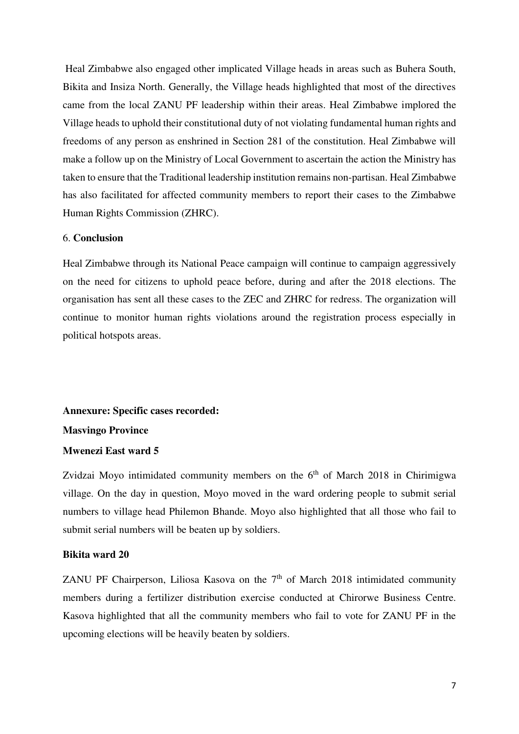Heal Zimbabwe also engaged other implicated Village heads in areas such as Buhera South, Bikita and Insiza North. Generally, the Village heads highlighted that most of the directives came from the local ZANU PF leadership within their areas. Heal Zimbabwe implored the Village heads to uphold their constitutional duty of not violating fundamental human rights and freedoms of any person as enshrined in Section 281 of the constitution. Heal Zimbabwe will make a follow up on the Ministry of Local Government to ascertain the action the Ministry has taken to ensure that the Traditional leadership institution remains non-partisan. Heal Zimbabwe has also facilitated for affected community members to report their cases to the Zimbabwe Human Rights Commission (ZHRC).

## 6. **Conclusion**

Heal Zimbabwe through its National Peace campaign will continue to campaign aggressively on the need for citizens to uphold peace before, during and after the 2018 elections. The organisation has sent all these cases to the ZEC and ZHRC for redress. The organization will continue to monitor human rights violations around the registration process especially in political hotspots areas.

**Annexure: Specific cases recorded:**

**Masvingo Province**

**Mwenezi East ward 5**

Zvidzai Moyo intimidated community members on the 6th of March 2018 in Chirimigwa village. On the day in question, Moyo moved in the ward ordering people to submit serial numbers to village head Philemon Bhande. Moyo also highlighted that all those who fail to submit serial numbers will be beaten up by soldiers.

**Bikita ward 20**

ZANU PF Chairperson, Liliosa Kasova on the 7th of March 2018 intimidated community members during a fertilizer distribution exercise conducted at Chirorwe Business Centre. Kasova highlighted that all the community members who fail to vote for ZANU PF in the upcoming elections will be heavily beaten by soldiers.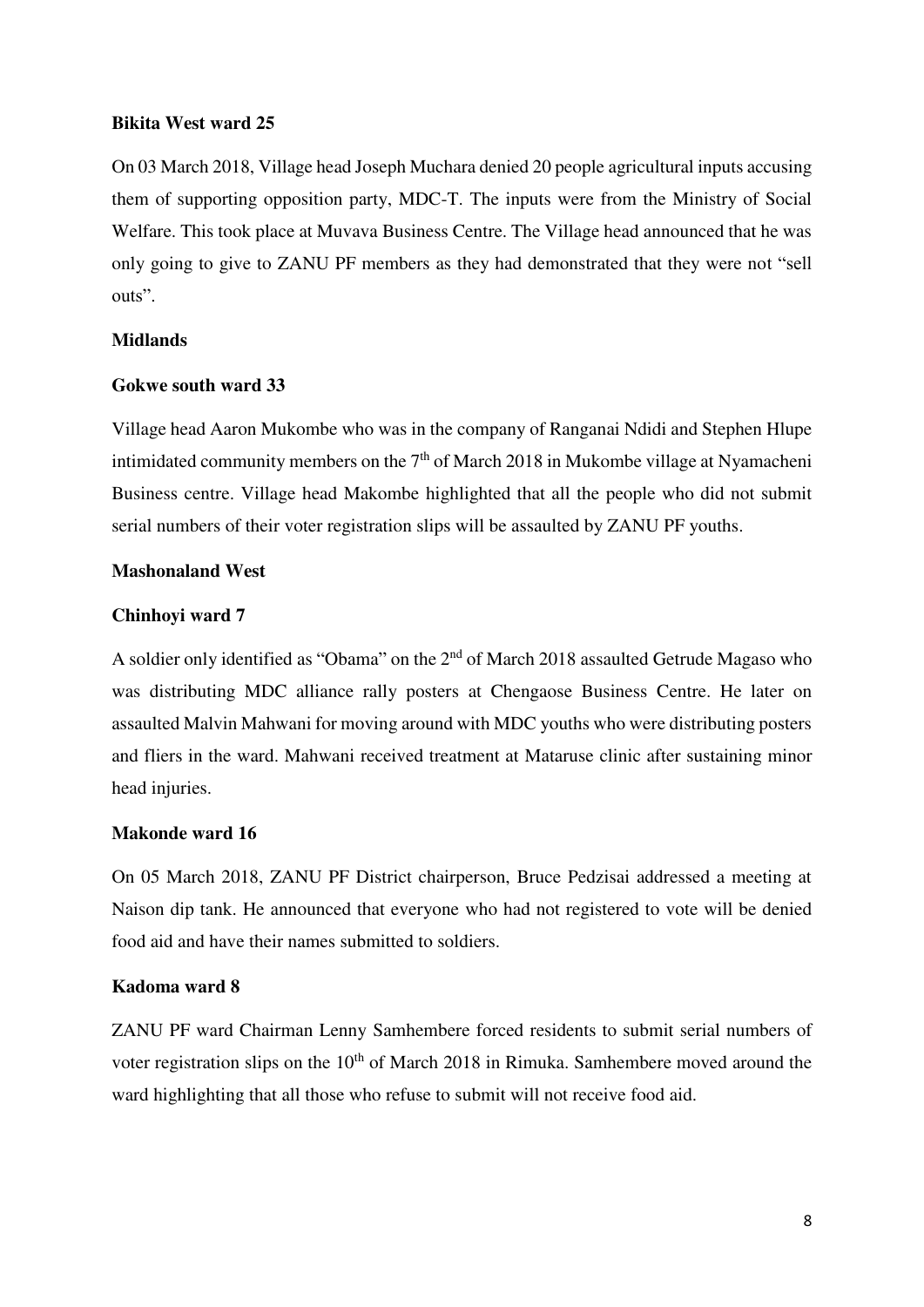**Bikita West ward 25**

On 03 March 2018, Village head Joseph Muchara denied 20 people agricultural inputs accusing them of supporting opposition party, MDC-T. The inputs were from the Ministry of Social Welfare. This took place at Muvava Business Centre. The Village head announced that he was only going to give to ZANU PF members as they had demonstrated that they were not "sell outs".

**Midlands**

**Gokwe south ward 33**

Village head Aaron Mukombe who was in the company of Ranganai Ndidi and Stephen Hlupe intimidated community members on the 7th of March 2018 in Mukombe village at Nyamacheni Business centre. Village head Makombe highlighted that all the people who did not submit serial numbers of their voter registration slips will be assaulted by ZANU PF youths.

**Mashonaland West**

**Chinhoyi ward 7**

A soldier only identified as "Obama" on the 2nd of March 2018 assaulted Getrude Magaso who was distributing MDC alliance rally posters at Chengaose Business Centre. He later on assaulted Malvin Mahwani for moving around with MDC youths who were distributing posters and fliers in the ward. Mahwani received treatment at Mataruse clinic after sustaining minor head injuries.

**Makonde ward 16**

On 05 March 2018, ZANU PF District chairperson, Bruce Pedzisai addressed a meeting at Naison dip tank. He announced that everyone who had not registered to vote will be denied food aid and have their names submitted to soldiers.

**Kadoma ward 8**

ZANU PF ward Chairman Lenny Samhembere forced residents to submit serial numbers of voter registration slips on the 10th of March 2018 in Rimuka. Samhembere moved around the ward highlighting that all those who refuse to submit will not receive food aid.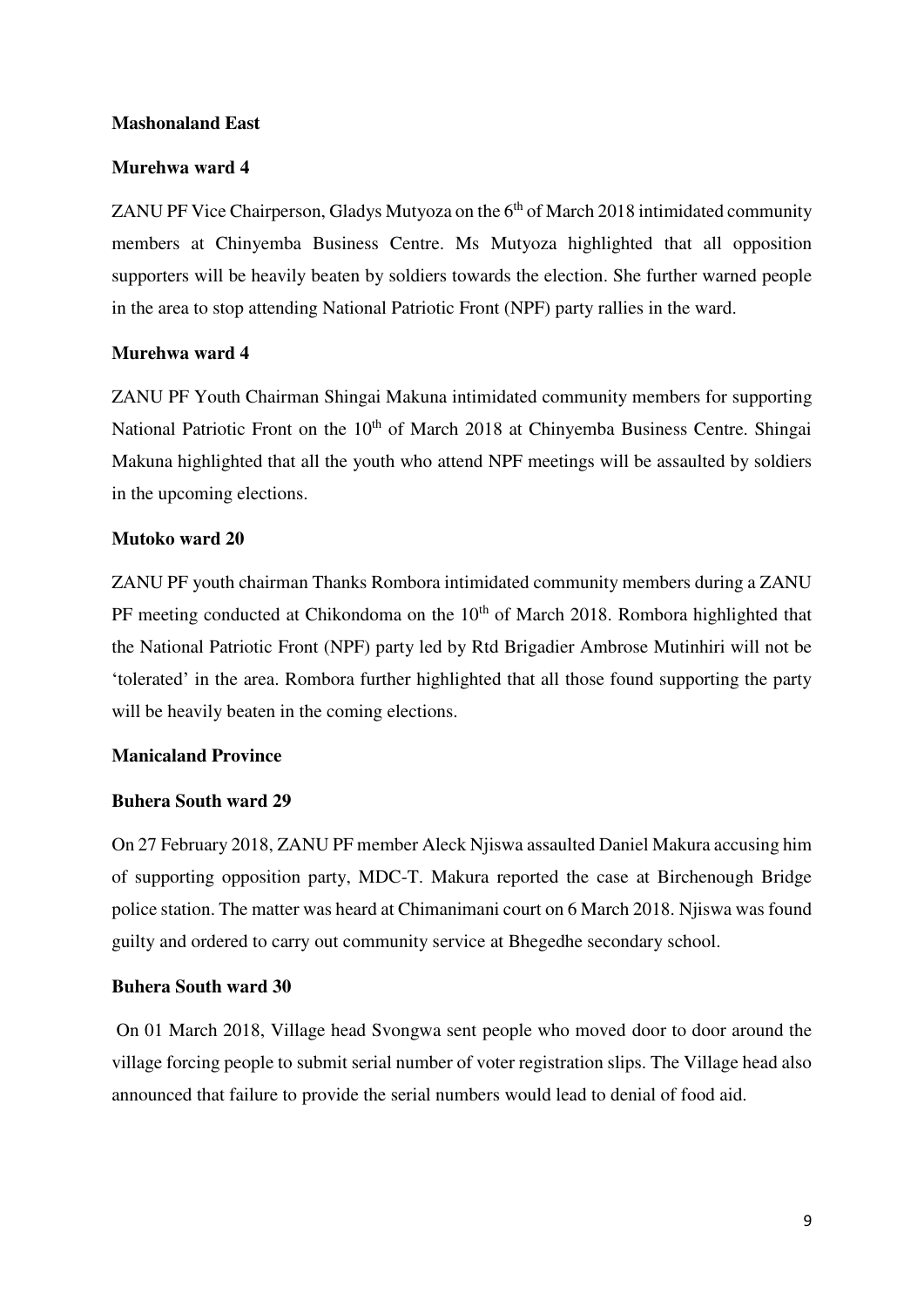**Mashonaland East**

**Murehwa ward 4**

ZANU PF Vice Chairperson, Gladys Mutyoza on the 6th of March 2018 intimidated community members at Chinyemba Business Centre. Ms Mutyoza highlighted that all opposition supporters will be heavily beaten by soldiers towards the election. She further warned people in the area to stop attending National Patriotic Front (NPF) party rallies in the ward.

**Murehwa ward 4**

ZANU PF Youth Chairman Shingai Makuna intimidated community members for supporting National Patriotic Front on the 10th of March 2018 at Chinyemba Business Centre. Shingai Makuna highlighted that all the youth who attend NPF meetings will be assaulted by soldiers in the upcoming elections.

**Mutoko ward 20**

ZANU PF youth chairman Thanks Rombora intimidated community members during a ZANU PF meeting conducted at Chikondoma on the 10th of March 2018. Rombora highlighted that the National Patriotic Front (NPF) party led by Rtd Brigadier Ambrose Mutinhiri will not be 'tolerated' in the area. Rombora further highlighted that all those found supporting the party will be heavily beaten in the coming elections.

**Manicaland Province**

**Buhera South ward 29**

On 27 February 2018, ZANU PF member Aleck Njiswa assaulted Daniel Makura accusing him of supporting opposition party, MDC-T. Makura reported the case at Birchenough Bridge police station. The matter was heard at Chimanimani court on 6 March 2018. Njiswa was found guilty and ordered to carry out community service at Bhegedhe secondary school.

**Buhera South ward 30**

On 01 March 2018, Village head Svongwa sent people who moved door to door around the village forcing people to submit serial number of voter registration slips. The Village head also announced that failure to provide the serial numbers would lead to denial of food aid.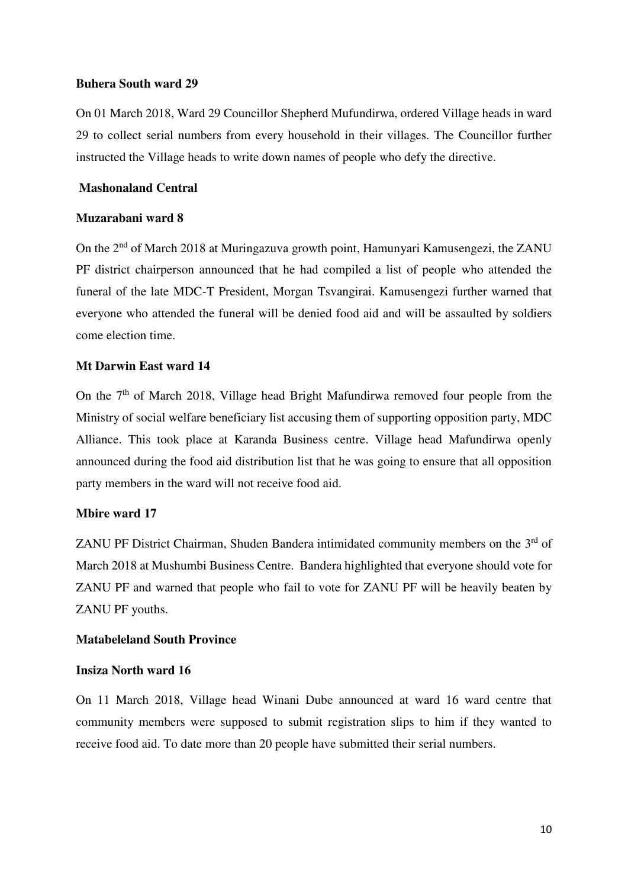### Buhera South ward 29

On 01 March 2018, Ward 29 Councillor Shepherd Mufundirwa, ordered Village heads in ward 29 to collect serial numbers from every household in their villages. The Councillor further instructed the Village heads to write down names of people who defy the directive.

## Mashonaland Central

### Muzarabani ward 8

On the 2nd of March 2018 at Muringazuva growth point, Hamunyari Kamusengezi, the ZANU PF district chairperson announced that he had compiled a list of people who attended the funeral of the late MDC-T President, Morgan Tsvangirai. Kamusengezi further warned that everyone who attended the funeral will be denied food aid and will be assaulted by soldiers come election time.

### Mt Darwin East ward 14

On the 7th of March 2018, Village head Bright Mafundirwa removed four people from the Ministry of social welfare beneficiary list accusing them of supporting opposition party, MDC Alliance. This took place at Karanda Business centre. Village head Mafundirwa openly announced during the food aid distribution list that he was going to ensure that all opposition party members in the ward will not receive food aid.

### Mbire ward 17

ZANU PF District Chairman, Shuden Bandera intimidated community members on the 3rd of March 2018 at Mushumbi Business Centre. Bandera highlighted that everyone should vote for ZANU PF and warned that people who fail to vote for ZANU PF will be heavily beaten by ZANU PF youths.

## Matabeleland South Province

### Insiza North ward 16

On 11 March 2018, Village head Winani Dube announced at ward 16 ward centre that community members were supposed to submit registration slips to him if they wanted to receive food aid. To date more than 20 people have submitted their serial numbers.